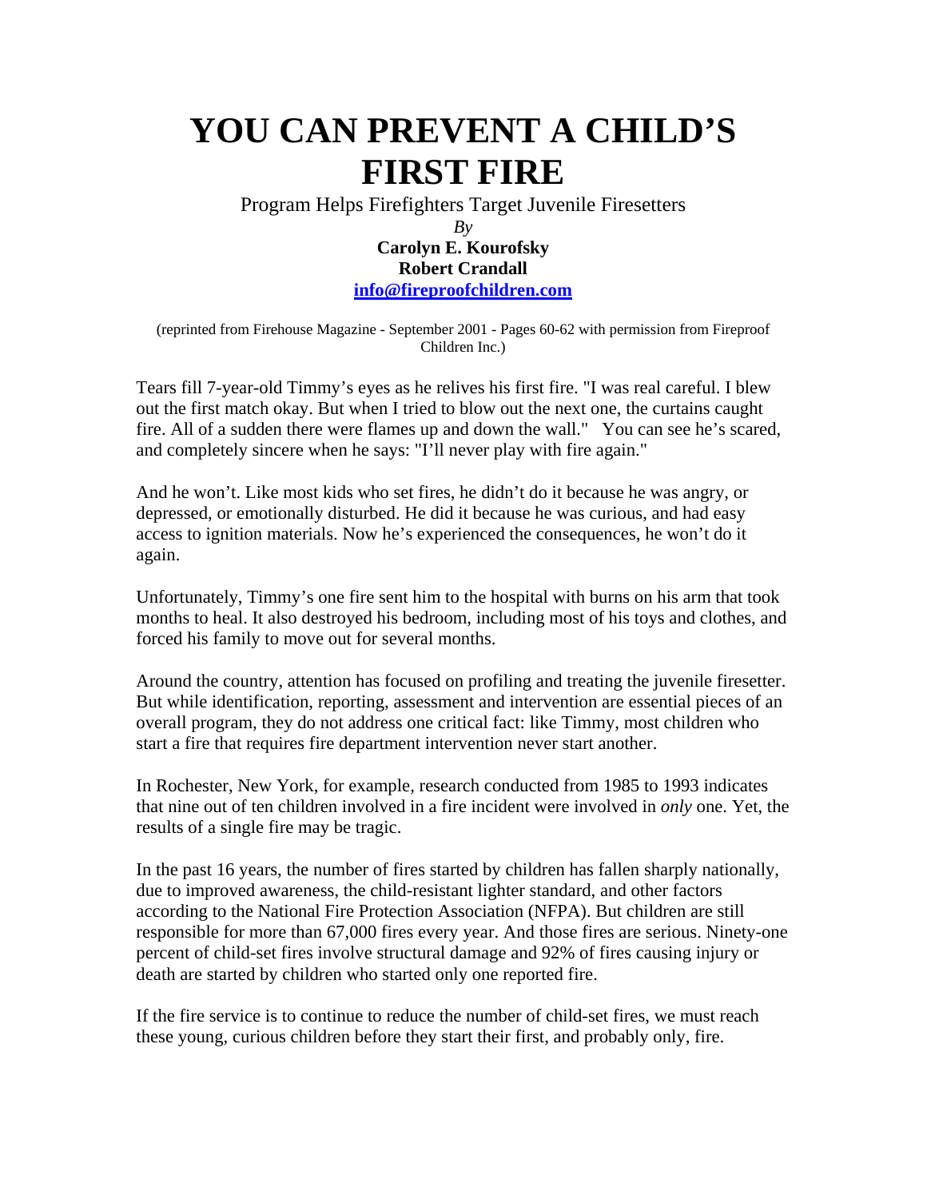# YOU CAN PREVENT A CHILD'S FIRST FIRE

Program Helps Firefighters Target Juvenile Firesetters

*By*

**Carolyn E. Kourofsky**
**Robert Crandall**
**info@fireproofchildren.com**

(reprinted from Firehouse Magazine - September 2001 - Pages 60-62 with permission from Fireproof Children Inc.)

Tears fill 7-year-old Timmy's eyes as he relives his first fire. "I was real careful. I blew out the first match okay. But when I tried to blow out the next one, the curtains caught fire. All of a sudden there were flames up and down the wall." You can see he's scared, and completely sincere when he says: "I'll never play with fire again."

And he won't. Like most kids who set fires, he didn't do it because he was angry, or depressed, or emotionally disturbed. He did it because he was curious, and had easy access to ignition materials. Now he's experienced the consequences, he won't do it again.

Unfortunately, Timmy's one fire sent him to the hospital with burns on his arm that took months to heal. It also destroyed his bedroom, including most of his toys and clothes, and forced his family to move out for several months.

Around the country, attention has focused on profiling and treating the juvenile firesetter. But while identification, reporting, assessment and intervention are essential pieces of an overall program, they do not address one critical fact: like Timmy, most children who start a fire that requires fire department intervention never start another.

In Rochester, New York, for example, research conducted from 1985 to 1993 indicates that nine out of ten children involved in a fire incident were involved in *only* one. Yet, the results of a single fire may be tragic.

In the past 16 years, the number of fires started by children has fallen sharply nationally, due to improved awareness, the child-resistant lighter standard, and other factors according to the National Fire Protection Association (NFPA). But children are still responsible for more than 67,000 fires every year. And those fires are serious. Ninety-one percent of child-set fires involve structural damage and 92% of fires causing injury or death are started by children who started only one reported fire.

If the fire service is to continue to reduce the number of child-set fires, we must reach these young, curious children before they start their first, and probably only, fire.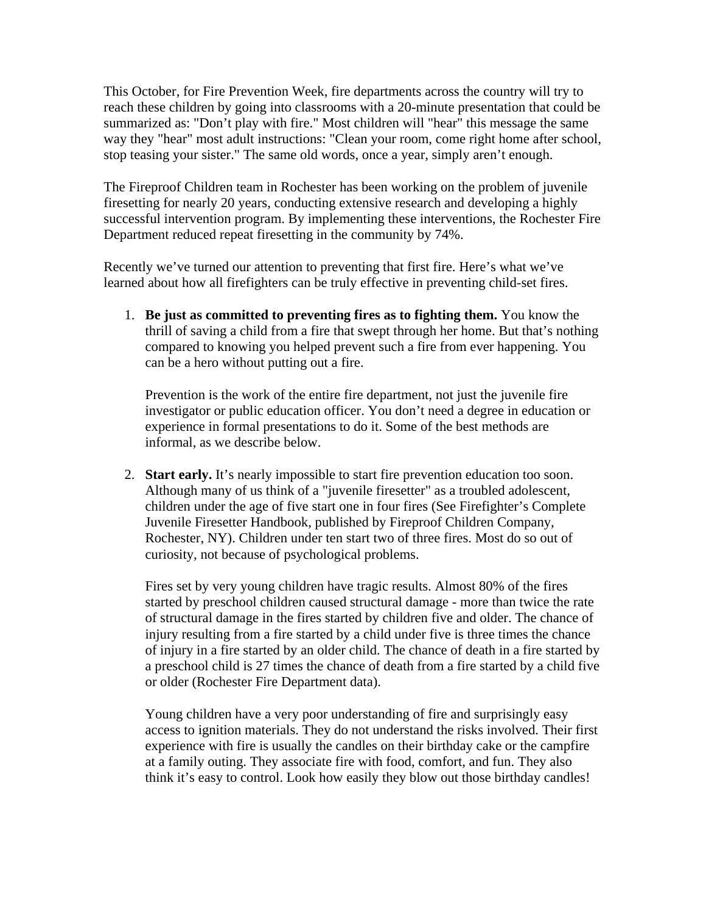This October, for Fire Prevention Week, fire departments across the country will try to reach these children by going into classrooms with a 20-minute presentation that could be summarized as: "Don't play with fire." Most children will "hear" this message the same way they "hear" most adult instructions: "Clean your room, come right home after school, stop teasing your sister." The same old words, once a year, simply aren't enough.

The Fireproof Children team in Rochester has been working on the problem of juvenile firesetting for nearly 20 years, conducting extensive research and developing a highly successful intervention program. By implementing these interventions, the Rochester Fire Department reduced repeat firesetting in the community by 74%.

Recently we've turned our attention to preventing that first fire. Here's what we've learned about how all firefighters can be truly effective in preventing child-set fires.

1. **Be just as committed to preventing fires as to fighting them.** You know the thrill of saving a child from a fire that swept through her home. But that's nothing compared to knowing you helped prevent such a fire from ever happening. You can be a hero without putting out a fire.

   Prevention is the work of the entire fire department, not just the juvenile fire investigator or public education officer. You don't need a degree in education or experience in formal presentations to do it. Some of the best methods are informal, as we describe below.

2. **Start early.** It's nearly impossible to start fire prevention education too soon. Although many of us think of a "juvenile firesetter" as a troubled adolescent, children under the age of five start one in four fires (See Firefighter's Complete Juvenile Firesetter Handbook, published by Fireproof Children Company, Rochester, NY). Children under ten start two of three fires. Most do so out of curiosity, not because of psychological problems.

   Fires set by very young children have tragic results. Almost 80% of the fires started by preschool children caused structural damage - more than twice the rate of structural damage in the fires started by children five and older. The chance of injury resulting from a fire started by a child under five is three times the chance of injury in a fire started by an older child. The chance of death in a fire started by a preschool child is 27 times the chance of death from a fire started by a child five or older (Rochester Fire Department data).

   Young children have a very poor understanding of fire and surprisingly easy access to ignition materials. They do not understand the risks involved. Their first experience with fire is usually the candles on their birthday cake or the campfire at a family outing. They associate fire with food, comfort, and fun. They also think it's easy to control. Look how easily they blow out those birthday candles!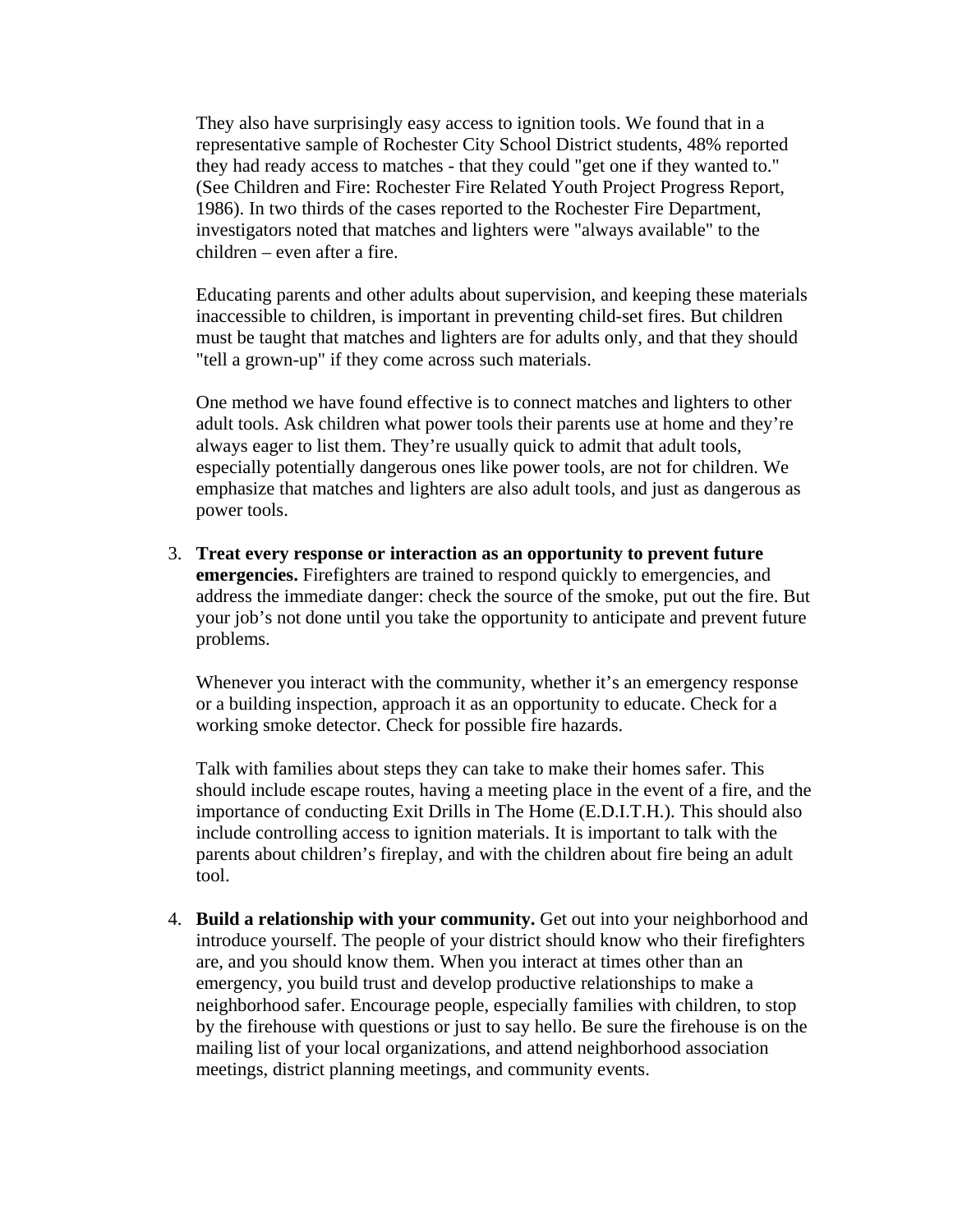They also have surprisingly easy access to ignition tools. We found that in a representative sample of Rochester City School District students, 48% reported they had ready access to matches - that they could "get one if they wanted to." (See Children and Fire: Rochester Fire Related Youth Project Progress Report, 1986). In two thirds of the cases reported to the Rochester Fire Department, investigators noted that matches and lighters were "always available" to the children – even after a fire.

Educating parents and other adults about supervision, and keeping these materials inaccessible to children, is important in preventing child-set fires. But children must be taught that matches and lighters are for adults only, and that they should "tell a grown-up" if they come across such materials.

One method we have found effective is to connect matches and lighters to other adult tools. Ask children what power tools their parents use at home and they're always eager to list them. They're usually quick to admit that adult tools, especially potentially dangerous ones like power tools, are not for children. We emphasize that matches and lighters are also adult tools, and just as dangerous as power tools.

3. **Treat every response or interaction as an opportunity to prevent future emergencies.** Firefighters are trained to respond quickly to emergencies, and address the immediate danger: check the source of the smoke, put out the fire. But your job's not done until you take the opportunity to anticipate and prevent future problems.

   Whenever you interact with the community, whether it's an emergency response or a building inspection, approach it as an opportunity to educate. Check for a working smoke detector. Check for possible fire hazards.

   Talk with families about steps they can take to make their homes safer. This should include escape routes, having a meeting place in the event of a fire, and the importance of conducting Exit Drills in The Home (E.D.I.T.H.). This should also include controlling access to ignition materials. It is important to talk with the parents about children's fireplay, and with the children about fire being an adult tool.

4. **Build a relationship with your community.** Get out into your neighborhood and introduce yourself. The people of your district should know who their firefighters are, and you should know them. When you interact at times other than an emergency, you build trust and develop productive relationships to make a neighborhood safer. Encourage people, especially families with children, to stop by the firehouse with questions or just to say hello. Be sure the firehouse is on the mailing list of your local organizations, and attend neighborhood association meetings, district planning meetings, and community events.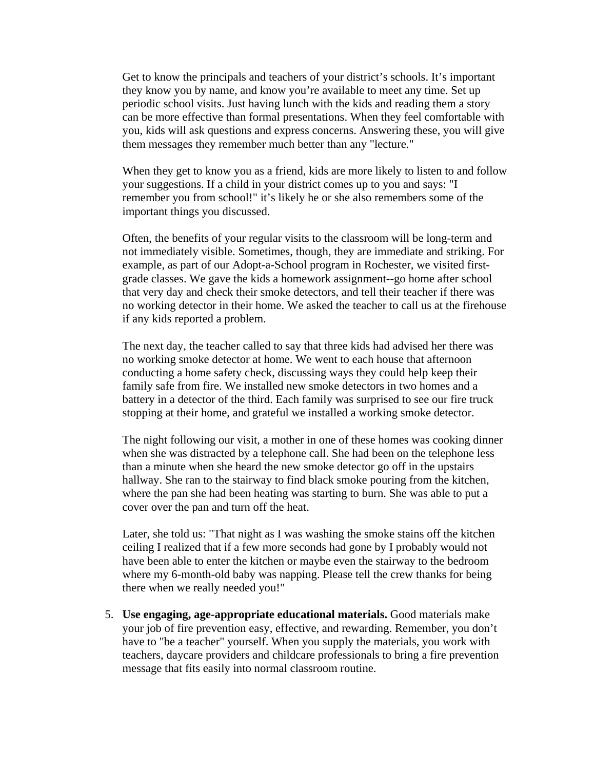Get to know the principals and teachers of your district's schools. It's important they know you by name, and know you're available to meet any time. Set up periodic school visits. Just having lunch with the kids and reading them a story can be more effective than formal presentations. When they feel comfortable with you, kids will ask questions and express concerns. Answering these, you will give them messages they remember much better than any "lecture."

When they get to know you as a friend, kids are more likely to listen to and follow your suggestions. If a child in your district comes up to you and says: "I remember you from school!" it's likely he or she also remembers some of the important things you discussed.

Often, the benefits of your regular visits to the classroom will be long-term and not immediately visible. Sometimes, though, they are immediate and striking. For example, as part of our Adopt-a-School program in Rochester, we visited first-grade classes. We gave the kids a homework assignment--go home after school that very day and check their smoke detectors, and tell their teacher if there was no working detector in their home. We asked the teacher to call us at the firehouse if any kids reported a problem.

The next day, the teacher called to say that three kids had advised her there was no working smoke detector at home. We went to each house that afternoon conducting a home safety check, discussing ways they could help keep their family safe from fire. We installed new smoke detectors in two homes and a battery in a detector of the third. Each family was surprised to see our fire truck stopping at their home, and grateful we installed a working smoke detector.

The night following our visit, a mother in one of these homes was cooking dinner when she was distracted by a telephone call. She had been on the telephone less than a minute when she heard the new smoke detector go off in the upstairs hallway. She ran to the stairway to find black smoke pouring from the kitchen, where the pan she had been heating was starting to burn. She was able to put a cover over the pan and turn off the heat.

Later, she told us: "That night as I was washing the smoke stains off the kitchen ceiling I realized that if a few more seconds had gone by I probably would not have been able to enter the kitchen or maybe even the stairway to the bedroom where my 6-month-old baby was napping. Please tell the crew thanks for being there when we really needed you!"

5. **Use engaging, age-appropriate educational materials.** Good materials make your job of fire prevention easy, effective, and rewarding. Remember, you don't have to "be a teacher" yourself. When you supply the materials, you work with teachers, daycare providers and childcare professionals to bring a fire prevention message that fits easily into normal classroom routine.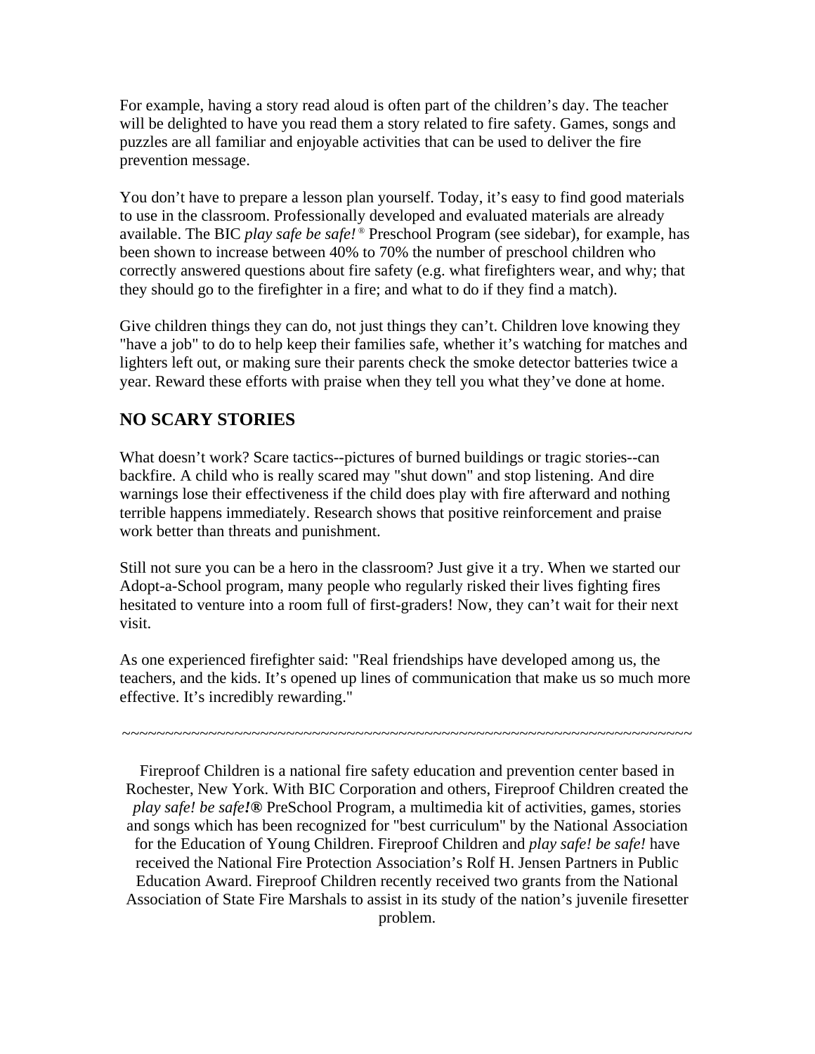For example, having a story read aloud is often part of the children's day. The teacher will be delighted to have you read them a story related to fire safety. Games, songs and puzzles are all familiar and enjoyable activities that can be used to deliver the fire prevention message.

You don't have to prepare a lesson plan yourself. Today, it's easy to find good materials to use in the classroom. Professionally developed and evaluated materials are already available. The BIC *play safe be safe!*® Preschool Program (see sidebar), for example, has been shown to increase between 40% to 70% the number of preschool children who correctly answered questions about fire safety (e.g. what firefighters wear, and why; that they should go to the firefighter in a fire; and what to do if they find a match).

Give children things they can do, not just things they can't. Children love knowing they "have a job" to do to help keep their families safe, whether it's watching for matches and lighters left out, or making sure their parents check the smoke detector batteries twice a year. Reward these efforts with praise when they tell you what they've done at home.

## NO SCARY STORIES

What doesn't work? Scare tactics--pictures of burned buildings or tragic stories--can backfire. A child who is really scared may "shut down" and stop listening. And dire warnings lose their effectiveness if the child does play with fire afterward and nothing terrible happens immediately. Research shows that positive reinforcement and praise work better than threats and punishment.

Still not sure you can be a hero in the classroom? Just give it a try. When we started our Adopt-a-School program, many people who regularly risked their lives fighting fires hesitated to venture into a room full of first-graders! Now, they can't wait for their next visit.

As one experienced firefighter said: "Real friendships have developed among us, the teachers, and the kids. It's opened up lines of communication that make us so much more effective. It's incredibly rewarding."

~~~~~~~~~~~~~~~~~~~~~~~~~~~~~~~~~~~~~~~~~~~~~~~~~~~~~~~~~~~~~~~~~~~~~~

Fireproof Children is a national fire safety education and prevention center based in Rochester, New York. With BIC Corporation and others, Fireproof Children created the *play safe! be safe!*® PreSchool Program, a multimedia kit of activities, games, stories and songs which has been recognized for "best curriculum" by the National Association for the Education of Young Children. Fireproof Children and *play safe! be safe!* have received the National Fire Protection Association's Rolf H. Jensen Partners in Public Education Award. Fireproof Children recently received two grants from the National Association of State Fire Marshals to assist in its study of the nation's juvenile firesetter problem.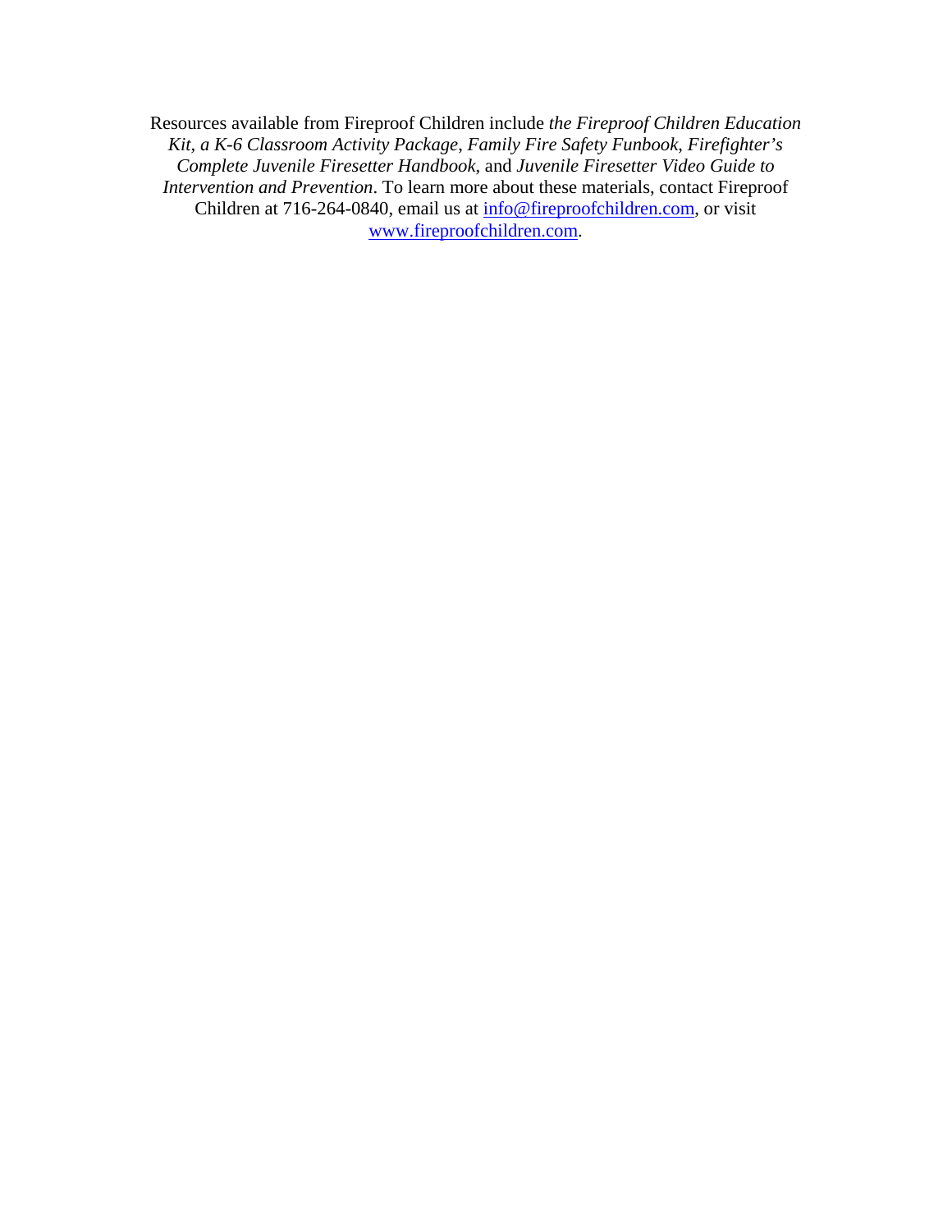Resources available from Fireproof Children include *the Fireproof Children Education Kit, a K-6 Classroom Activity Package*, *Family Fire Safety Funbook*, *Firefighter's Complete Juvenile Firesetter Handbook*, and *Juvenile Firesetter Video Guide to Intervention and Prevention*. To learn more about these materials, contact Fireproof Children at 716-264-0840, email us at info@fireproofchildren.com, or visit www.fireproofchildren.com.